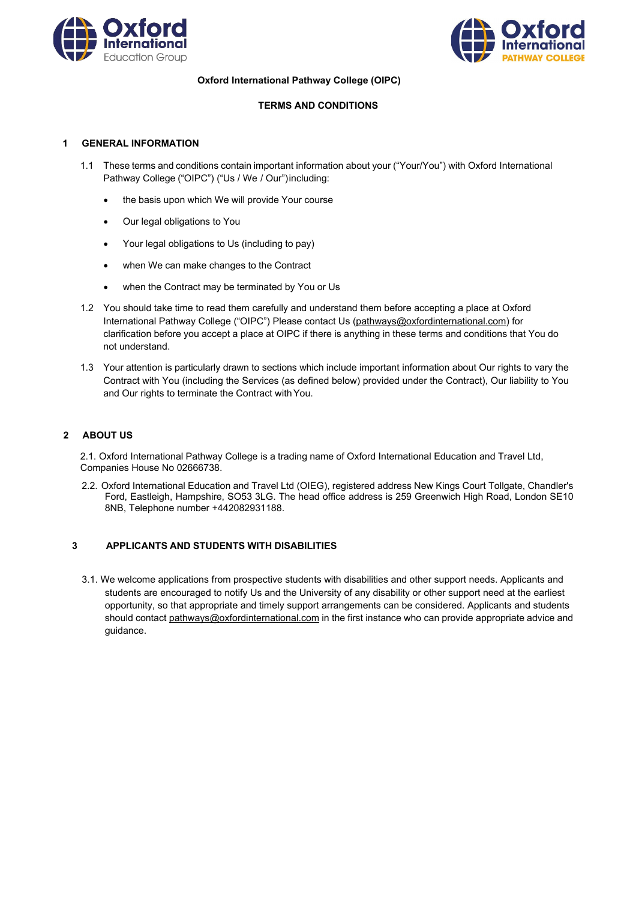**Oxford International Pathway College (OIPC)**

**TERMS AND CONDITIONS**

## 1 GENERAL INFORMATION

1.1 These terms and conditions contain important information about your ("Your/You") with Oxford International Pathway College ("OIPC") ("Us / We / Our")including:

- the basis upon which We will provide Your course
- Our legal obligations to You
- Your legal obligations to Us (including to pay)
- when We can make changes to the Contract
- when the Contract may be terminated by You or Us

1.2 You should take time to read them carefully and understand them before accepting a place at Oxford International Pathway College ("OIPC") Please contact Us (pathways@oxfordinternational.com) for clarification before you accept a place at OIPC if there is anything in these terms and conditions that You do not understand.

1.3 Your attention is particularly drawn to sections which include important information about Our rights to vary the Contract with You (including the Services (as defined below) provided under the Contract), Our liability to You and Our rights to terminate the Contract with You.

## 2 ABOUT US

2.1. Oxford International Pathway College is a trading name of Oxford International Education and Travel Ltd, Companies House No 02666738.

2.2. Oxford International Education and Travel Ltd (OIEG), registered address New Kings Court Tollgate, Chandler's Ford, Eastleigh, Hampshire, SO53 3LG. The head office address is 259 Greenwich High Road, London SE10 8NB, Telephone number +442082931188.

## 3 APPLICANTS AND STUDENTS WITH DISABILITIES

3.1. We welcome applications from prospective students with disabilities and other support needs. Applicants and students are encouraged to notify Us and the University of any disability or other support need at the earliest opportunity, so that appropriate and timely support arrangements can be considered. Applicants and students should contact pathways@oxfordinternational.com in the first instance who can provide appropriate advice and guidance.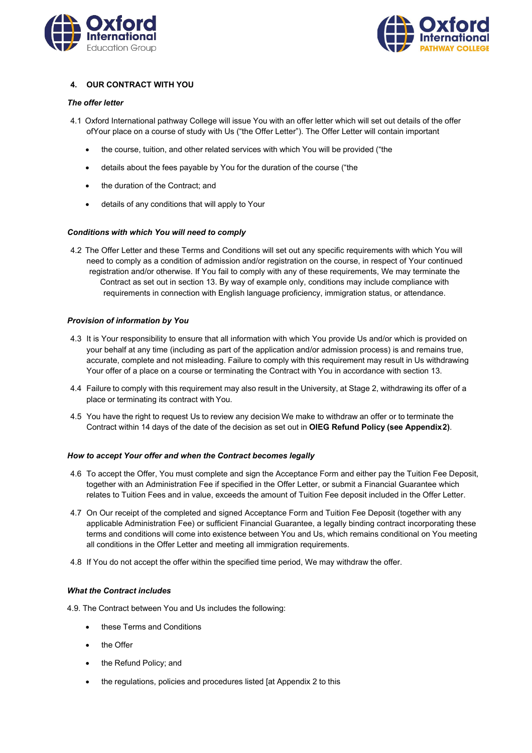## 4. OUR CONTRACT WITH YOU

***The offer letter***

4.1 Oxford International pathway College will issue You with an offer letter which will set out details of the offer ofYour place on a course of study with Us ("the Offer Letter"). The Offer Letter will contain important

- the course, tuition, and other related services with which You will be provided ("the
- details about the fees payable by You for the duration of the course ("the
- the duration of the Contract; and
- details of any conditions that will apply to Your

***Conditions with which You will need to comply***

4.2 The Offer Letter and these Terms and Conditions will set out any specific requirements with which You will need to comply as a condition of admission and/or registration on the course, in respect of Your continued registration and/or otherwise. If You fail to comply with any of these requirements, We may terminate the Contract as set out in section 13. By way of example only, conditions may include compliance with requirements in connection with English language proficiency, immigration status, or attendance.

***Provision of information by You***

4.3 It is Your responsibility to ensure that all information with which You provide Us and/or which is provided on your behalf at any time (including as part of the application and/or admission process) is and remains true, accurate, complete and not misleading. Failure to comply with this requirement may result in Us withdrawing Your offer of a place on a course or terminating the Contract with You in accordance with section 13.

4.4 Failure to comply with this requirement may also result in the University, at Stage 2, withdrawing its offer of a place or terminating its contract with You.

4.5 You have the right to request Us to review any decision We make to withdraw an offer or to terminate the Contract within 14 days of the date of the decision as set out in **OIEG Refund Policy (see Appendix2)**.

***How to accept Your offer and when the Contract becomes legally***

4.6 To accept the Offer, You must complete and sign the Acceptance Form and either pay the Tuition Fee Deposit, together with an Administration Fee if specified in the Offer Letter, or submit a Financial Guarantee which relates to Tuition Fees and in value, exceeds the amount of Tuition Fee deposit included in the Offer Letter.

4.7 On Our receipt of the completed and signed Acceptance Form and Tuition Fee Deposit (together with any applicable Administration Fee) or sufficient Financial Guarantee, a legally binding contract incorporating these terms and conditions will come into existence between You and Us, which remains conditional on You meeting all conditions in the Offer Letter and meeting all immigration requirements.

4.8 If You do not accept the offer within the specified time period, We may withdraw the offer.

***What the Contract includes***

4.9. The Contract between You and Us includes the following:

- these Terms and Conditions
- the Offer
- the Refund Policy; and
- the regulations, policies and procedures listed [at Appendix 2 to this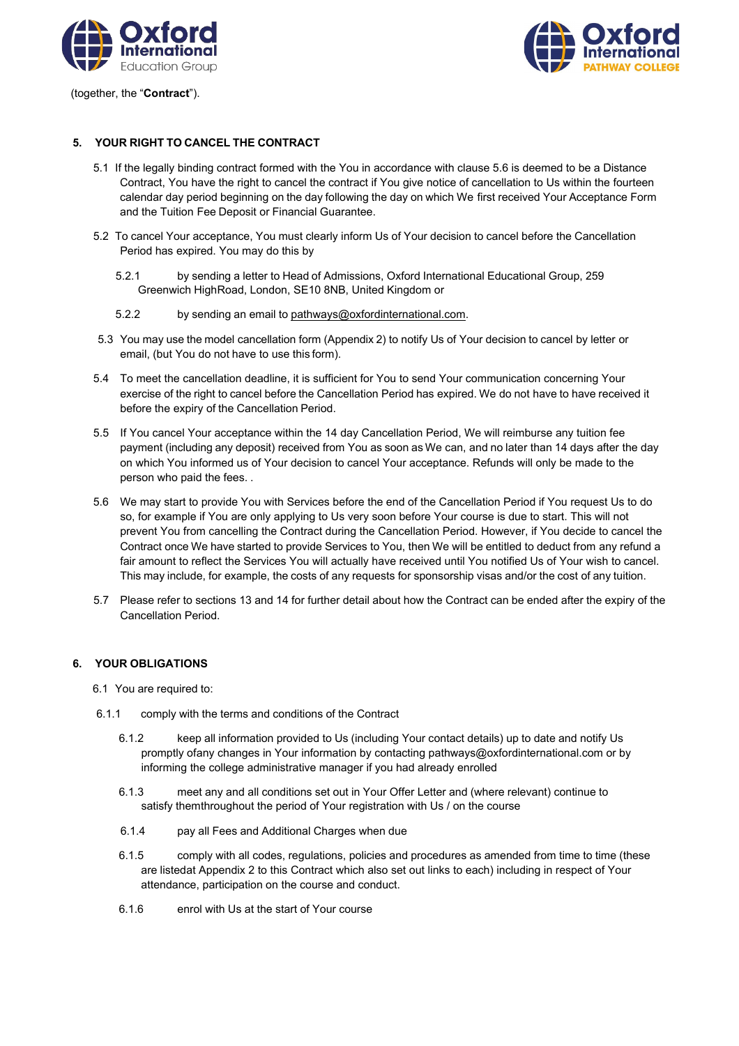(together, the "**Contract**").

## 5. YOUR RIGHT TO CANCEL THE CONTRACT

5.1 If the legally binding contract formed with the You in accordance with clause 5.6 is deemed to be a Distance Contract, You have the right to cancel the contract if You give notice of cancellation to Us within the fourteen calendar day period beginning on the day following the day on which We first received Your Acceptance Form and the Tuition Fee Deposit or Financial Guarantee.

5.2 To cancel Your acceptance, You must clearly inform Us of Your decision to cancel before the Cancellation Period has expired. You may do this by

5.2.1 by sending a letter to Head of Admissions, Oxford International Educational Group, 259 Greenwich HighRoad, London, SE10 8NB, United Kingdom or

5.2.2 by sending an email to pathways@oxfordinternational.com.

5.3 You may use the model cancellation form (Appendix 2) to notify Us of Your decision to cancel by letter or email, (but You do not have to use this form).

5.4 To meet the cancellation deadline, it is sufficient for You to send Your communication concerning Your exercise of the right to cancel before the Cancellation Period has expired. We do not have to have received it before the expiry of the Cancellation Period.

5.5 If You cancel Your acceptance within the 14 day Cancellation Period, We will reimburse any tuition fee payment (including any deposit) received from You as soon as We can, and no later than 14 days after the day on which You informed us of Your decision to cancel Your acceptance. Refunds will only be made to the person who paid the fees. .

5.6 We may start to provide You with Services before the end of the Cancellation Period if You request Us to do so, for example if You are only applying to Us very soon before Your course is due to start. This will not prevent You from cancelling the Contract during the Cancellation Period. However, if You decide to cancel the Contract once We have started to provide Services to You, then We will be entitled to deduct from any refund a fair amount to reflect the Services You will actually have received until You notified Us of Your wish to cancel. This may include, for example, the costs of any requests for sponsorship visas and/or the cost of any tuition.

5.7 Please refer to sections 13 and 14 for further detail about how the Contract can be ended after the expiry of the Cancellation Period.

## 6. YOUR OBLIGATIONS

6.1 You are required to:

6.1.1 comply with the terms and conditions of the Contract

6.1.2 keep all information provided to Us (including Your contact details) up to date and notify Us promptly ofany changes in Your information by contacting pathways@oxfordinternational.com or by informing the college administrative manager if you had already enrolled

6.1.3 meet any and all conditions set out in Your Offer Letter and (where relevant) continue to satisfy themthroughout the period of Your registration with Us / on the course

6.1.4 pay all Fees and Additional Charges when due

6.1.5 comply with all codes, regulations, policies and procedures as amended from time to time (these are listedat Appendix 2 to this Contract which also set out links to each) including in respect of Your attendance, participation on the course and conduct.

6.1.6 enrol with Us at the start of Your course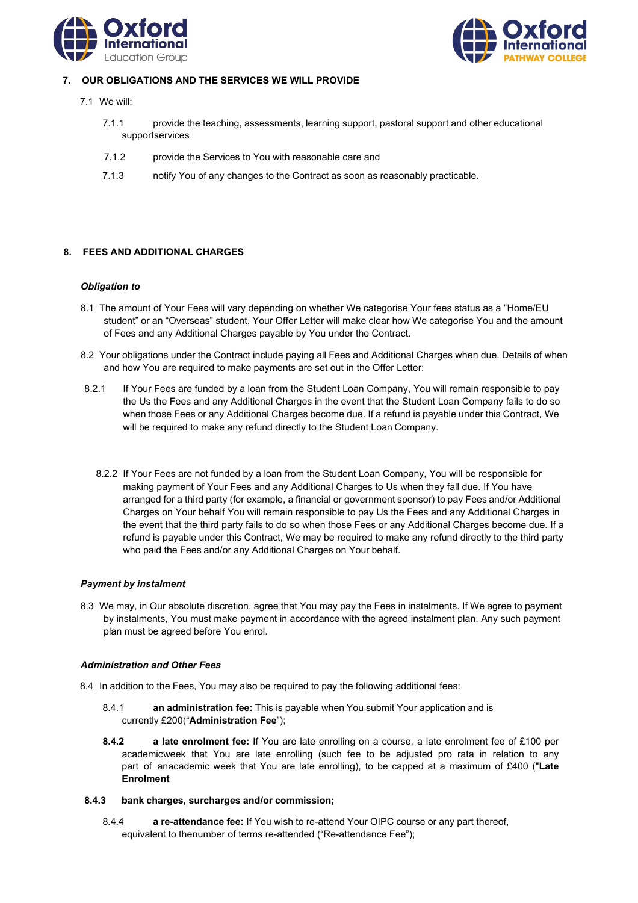## 7. OUR OBLIGATIONS AND THE SERVICES WE WILL PROVIDE

7.1 We will:

7.1.1 provide the teaching, assessments, learning support, pastoral support and other educational supportservices

7.1.2 provide the Services to You with reasonable care and

7.1.3 notify You of any changes to the Contract as soon as reasonably practicable.

## 8. FEES AND ADDITIONAL CHARGES

***Obligation to***

8.1 The amount of Your Fees will vary depending on whether We categorise Your fees status as a "Home/EU student" or an "Overseas" student. Your Offer Letter will make clear how We categorise You and the amount of Fees and any Additional Charges payable by You under the Contract.

8.2 Your obligations under the Contract include paying all Fees and Additional Charges when due. Details of when and how You are required to make payments are set out in the Offer Letter:

8.2.1 If Your Fees are funded by a loan from the Student Loan Company, You will remain responsible to pay the Us the Fees and any Additional Charges in the event that the Student Loan Company fails to do so when those Fees or any Additional Charges become due. If a refund is payable under this Contract, We will be required to make any refund directly to the Student Loan Company.

8.2.2 If Your Fees are not funded by a loan from the Student Loan Company, You will be responsible for making payment of Your Fees and any Additional Charges to Us when they fall due. If You have arranged for a third party (for example, a financial or government sponsor) to pay Fees and/or Additional Charges on Your behalf You will remain responsible to pay Us the Fees and any Additional Charges in the event that the third party fails to do so when those Fees or any Additional Charges become due. If a refund is payable under this Contract, We may be required to make any refund directly to the third party who paid the Fees and/or any Additional Charges on Your behalf.

***Payment by instalment***

8.3 We may, in Our absolute discretion, agree that You may pay the Fees in instalments. If We agree to payment by instalments, You must make payment in accordance with the agreed instalment plan. Any such payment plan must be agreed before You enrol.

***Administration and Other Fees***

8.4 In addition to the Fees, You may also be required to pay the following additional fees:

8.4.1 **an administration fee:** This is payable when You submit Your application and is currently £200("**Administration Fee**");

**8.4.2** **a late enrolment fee:** If You are late enrolling on a course, a late enrolment fee of £100 per academicweek that You are late enrolling (such fee to be adjusted pro rata in relation to any part of anacademic week that You are late enrolling), to be capped at a maximum of £400 ("**Late Enrolment**

**8.4.3** **bank charges, surcharges and/or commission;**

8.4.4 **a re-attendance fee:** If You wish to re-attend Your OIPC course or any part thereof, equivalent to thenumber of terms re-attended ("Re-attendance Fee");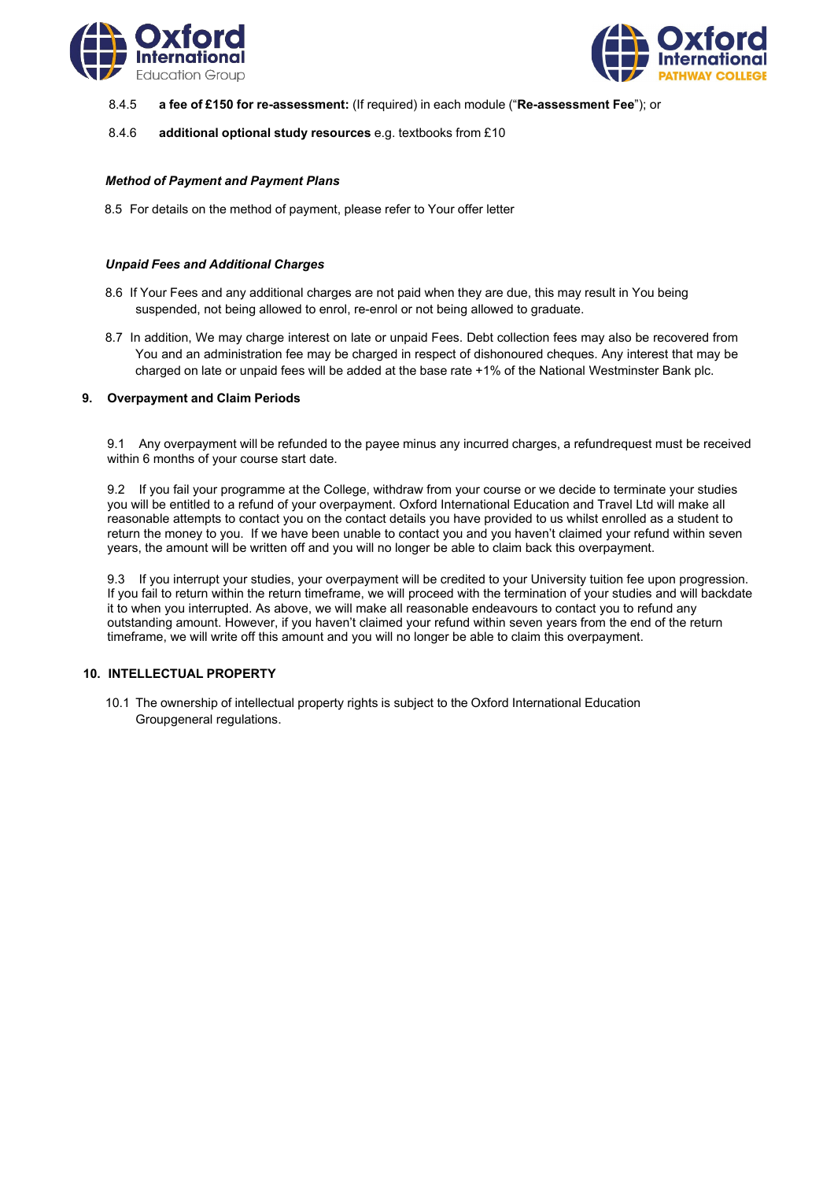8.4.5 **a fee of £150 for re-assessment:** (If required) in each module ("**Re-assessment Fee**"); or

8.4.6 **additional optional study resources** e.g. textbooks from £10

***Method of Payment and Payment Plans***

8.5 For details on the method of payment, please refer to Your offer letter

***Unpaid Fees and Additional Charges***

8.6 If Your Fees and any additional charges are not paid when they are due, this may result in You being suspended, not being allowed to enrol, re-enrol or not being allowed to graduate.

8.7 In addition, We may charge interest on late or unpaid Fees. Debt collection fees may also be recovered from You and an administration fee may be charged in respect of dishonoured cheques. Any interest that may be charged on late or unpaid fees will be added at the base rate +1% of the National Westminster Bank plc.

## 9. Overpayment and Claim Periods

9.1 Any overpayment will be refunded to the payee minus any incurred charges, a refundrequest must be received within 6 months of your course start date.

9.2 If you fail your programme at the College, withdraw from your course or we decide to terminate your studies you will be entitled to a refund of your overpayment. Oxford International Education and Travel Ltd will make all reasonable attempts to contact you on the contact details you have provided to us whilst enrolled as a student to return the money to you. If we have been unable to contact you and you haven't claimed your refund within seven years, the amount will be written off and you will no longer be able to claim back this overpayment.

9.3 If you interrupt your studies, your overpayment will be credited to your University tuition fee upon progression. If you fail to return within the return timeframe, we will proceed with the termination of your studies and will backdate it to when you interrupted. As above, we will make all reasonable endeavours to contact you to refund any outstanding amount. However, if you haven't claimed your refund within seven years from the end of the return timeframe, we will write off this amount and you will no longer be able to claim this overpayment.

## 10. INTELLECTUAL PROPERTY

10.1 The ownership of intellectual property rights is subject to the Oxford International Education Groupgeneral regulations.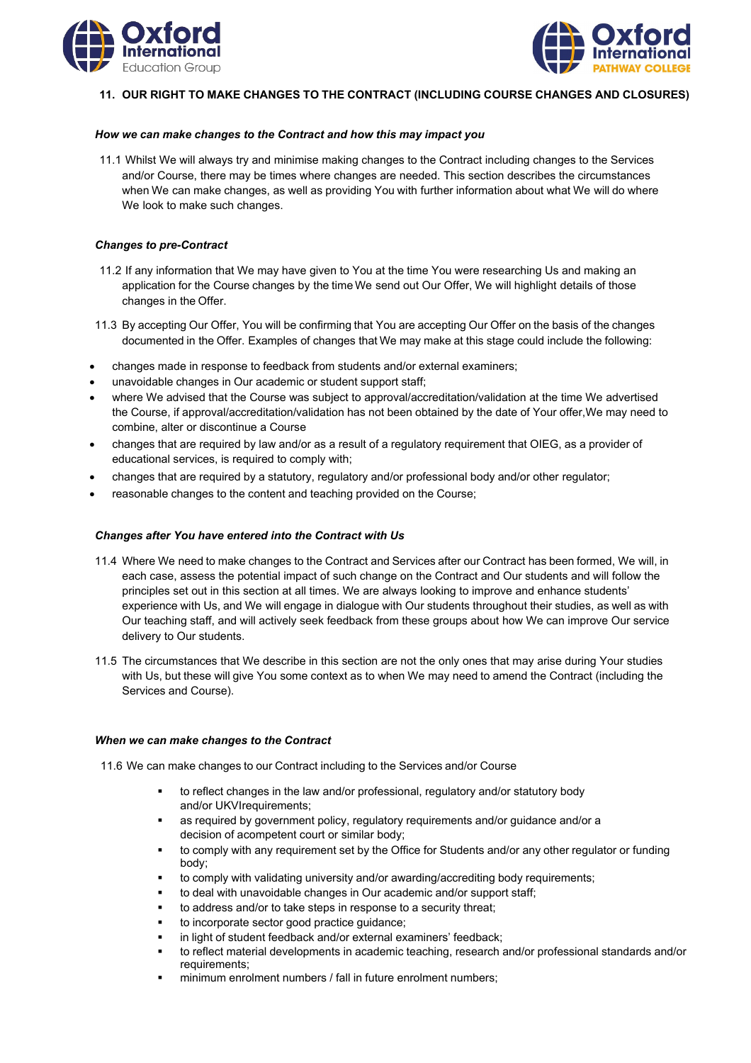## 11. OUR RIGHT TO MAKE CHANGES TO THE CONTRACT (INCLUDING COURSE CHANGES AND CLOSURES)

***How we can make changes to the Contract and how this may impact you***

11.1 Whilst We will always try and minimise making changes to the Contract including changes to the Services and/or Course, there may be times where changes are needed. This section describes the circumstances when We can make changes, as well as providing You with further information about what We will do where We look to make such changes.

***Changes to pre-Contract***

11.2 If any information that We may have given to You at the time You were researching Us and making an application for the Course changes by the time We send out Our Offer, We will highlight details of those changes in the Offer.

11.3 By accepting Our Offer, You will be confirming that You are accepting Our Offer on the basis of the changes documented in the Offer. Examples of changes that We may make at this stage could include the following:

- changes made in response to feedback from students and/or external examiners;
- unavoidable changes in Our academic or student support staff;
- where We advised that the Course was subject to approval/accreditation/validation at the time We advertised the Course, if approval/accreditation/validation has not been obtained by the date of Your offer,We may need to combine, alter or discontinue a Course
- changes that are required by law and/or as a result of a regulatory requirement that OIEG, as a provider of educational services, is required to comply with;
- changes that are required by a statutory, regulatory and/or professional body and/or other regulator;
- reasonable changes to the content and teaching provided on the Course;

***Changes after You have entered into the Contract with Us***

11.4 Where We need to make changes to the Contract and Services after our Contract has been formed, We will, in each case, assess the potential impact of such change on the Contract and Our students and will follow the principles set out in this section at all times. We are always looking to improve and enhance students' experience with Us, and We will engage in dialogue with Our students throughout their studies, as well as with Our teaching staff, and will actively seek feedback from these groups about how We can improve Our service delivery to Our students.

11.5 The circumstances that We describe in this section are not the only ones that may arise during Your studies with Us, but these will give You some context as to when We may need to amend the Contract (including the Services and Course).

***When we can make changes to the Contract***

11.6 We can make changes to our Contract including to the Services and/or Course

- to reflect changes in the law and/or professional, regulatory and/or statutory body and/or UKVIrequirements;
- as required by government policy, regulatory requirements and/or guidance and/or a decision of acompetent court or similar body;
- to comply with any requirement set by the Office for Students and/or any other regulator or funding body;
- to comply with validating university and/or awarding/accrediting body requirements;
- to deal with unavoidable changes in Our academic and/or support staff;
- to address and/or to take steps in response to a security threat;
- to incorporate sector good practice guidance;
- in light of student feedback and/or external examiners' feedback;
- to reflect material developments in academic teaching, research and/or professional standards and/or requirements;
- minimum enrolment numbers / fall in future enrolment numbers;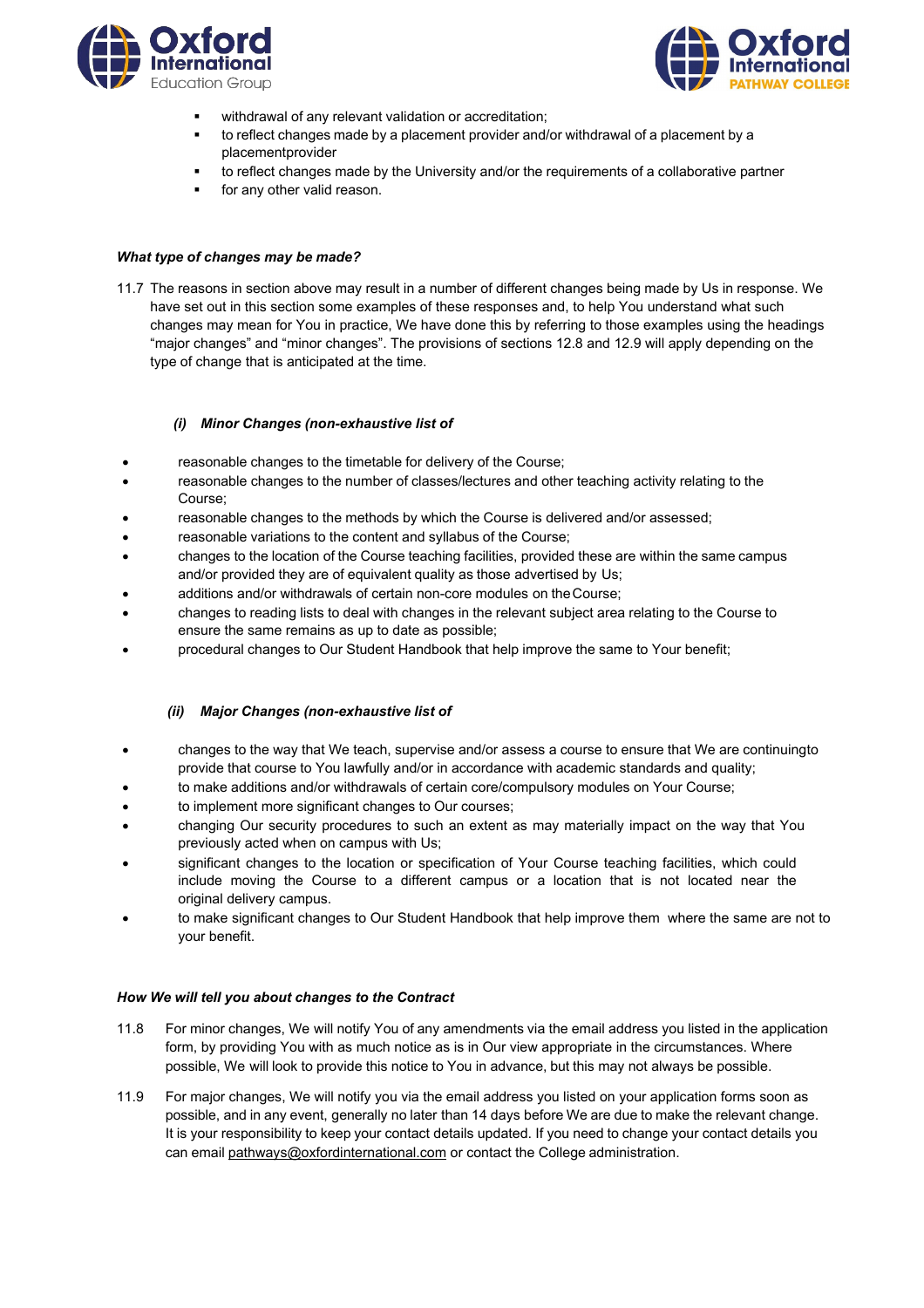- withdrawal of any relevant validation or accreditation;
- to reflect changes made by a placement provider and/or withdrawal of a placement by a placementprovider
- to reflect changes made by the University and/or the requirements of a collaborative partner
- for any other valid reason.

***What type of changes may be made?***

11.7 The reasons in section above may result in a number of different changes being made by Us in response. We have set out in this section some examples of these responses and, to help You understand what such changes may mean for You in practice, We have done this by referring to those examples using the headings “major changes” and “minor changes”. The provisions of sections 12.8 and 12.9 will apply depending on the type of change that is anticipated at the time.

***(i) Minor Changes (non-exhaustive list of***

- reasonable changes to the timetable for delivery of the Course;
- reasonable changes to the number of classes/lectures and other teaching activity relating to the Course;
- reasonable changes to the methods by which the Course is delivered and/or assessed;
- reasonable variations to the content and syllabus of the Course;
- changes to the location of the Course teaching facilities, provided these are within the same campus and/or provided they are of equivalent quality as those advertised by Us;
- additions and/or withdrawals of certain non-core modules on the Course;
- changes to reading lists to deal with changes in the relevant subject area relating to the Course to ensure the same remains as up to date as possible;
- procedural changes to Our Student Handbook that help improve the same to Your benefit;

***(ii) Major Changes (non-exhaustive list of***

- changes to the way that We teach, supervise and/or assess a course to ensure that We are continuingto provide that course to You lawfully and/or in accordance with academic standards and quality;
- to make additions and/or withdrawals of certain core/compulsory modules on Your Course;
- to implement more significant changes to Our courses;
- changing Our security procedures to such an extent as may materially impact on the way that You previously acted when on campus with Us;
- significant changes to the location or specification of Your Course teaching facilities, which could include moving the Course to a different campus or a location that is not located near the original delivery campus.
- to make significant changes to Our Student Handbook that help improve them where the same are not to your benefit.

***How We will tell you about changes to the Contract***

11.8 For minor changes, We will notify You of any amendments via the email address you listed in the application form, by providing You with as much notice as is in Our view appropriate in the circumstances. Where possible, We will look to provide this notice to You in advance, but this may not always be possible.

11.9 For major changes, We will notify you via the email address you listed on your application forms soon as possible, and in any event, generally no later than 14 days before We are due to make the relevant change. It is your responsibility to keep your contact details updated. If you need to change your contact details you can email pathways@oxfordinternational.com or contact the College administration.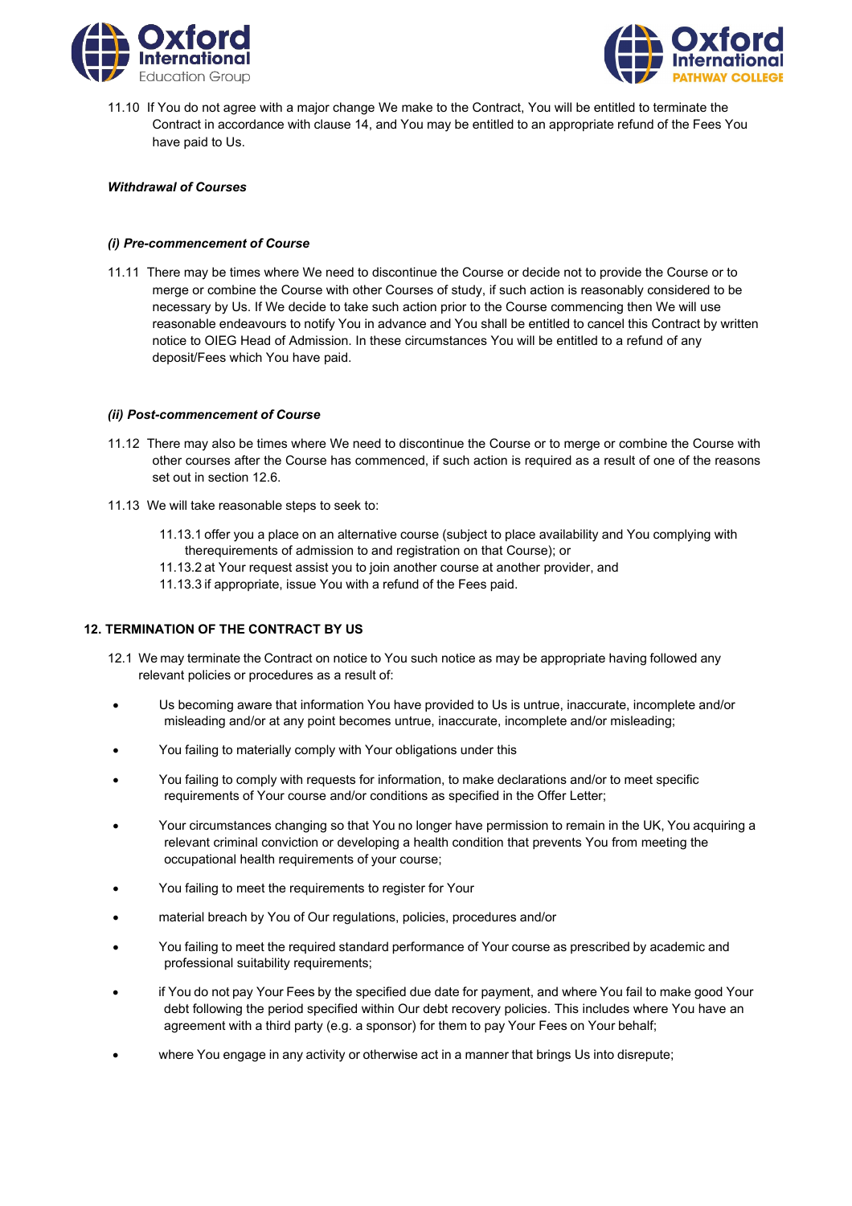11.10 If You do not agree with a major change We make to the Contract, You will be entitled to terminate the Contract in accordance with clause 14, and You may be entitled to an appropriate refund of the Fees You have paid to Us.

***Withdrawal of Courses***

***(i) Pre-commencement of Course***

11.11 There may be times where We need to discontinue the Course or decide not to provide the Course or to merge or combine the Course with other Courses of study, if such action is reasonably considered to be necessary by Us. If We decide to take such action prior to the Course commencing then We will use reasonable endeavours to notify You in advance and You shall be entitled to cancel this Contract by written notice to OIEG Head of Admission. In these circumstances You will be entitled to a refund of any deposit/Fees which You have paid.

***(ii) Post-commencement of Course***

11.12 There may also be times where We need to discontinue the Course or to merge or combine the Course with other courses after the Course has commenced, if such action is required as a result of one of the reasons set out in section 12.6.

11.13 We will take reasonable steps to seek to:

11.13.1 offer you a place on an alternative course (subject to place availability and You complying with therequirements of admission to and registration on that Course); or
11.13.2 at Your request assist you to join another course at another provider, and
11.13.3 if appropriate, issue You with a refund of the Fees paid.

## 12. TERMINATION OF THE CONTRACT BY US

12.1 We may terminate the Contract on notice to You such notice as may be appropriate having followed any relevant policies or procedures as a result of:

- Us becoming aware that information You have provided to Us is untrue, inaccurate, incomplete and/or misleading and/or at any point becomes untrue, inaccurate, incomplete and/or misleading;
- You failing to materially comply with Your obligations under this
- You failing to comply with requests for information, to make declarations and/or to meet specific requirements of Your course and/or conditions as specified in the Offer Letter;
- Your circumstances changing so that You no longer have permission to remain in the UK, You acquiring a relevant criminal conviction or developing a health condition that prevents You from meeting the occupational health requirements of your course;
- You failing to meet the requirements to register for Your
- material breach by You of Our regulations, policies, procedures and/or
- You failing to meet the required standard performance of Your course as prescribed by academic and professional suitability requirements;
- if You do not pay Your Fees by the specified due date for payment, and where You fail to make good Your debt following the period specified within Our debt recovery policies. This includes where You have an agreement with a third party (e.g. a sponsor) for them to pay Your Fees on Your behalf;
- where You engage in any activity or otherwise act in a manner that brings Us into disrepute;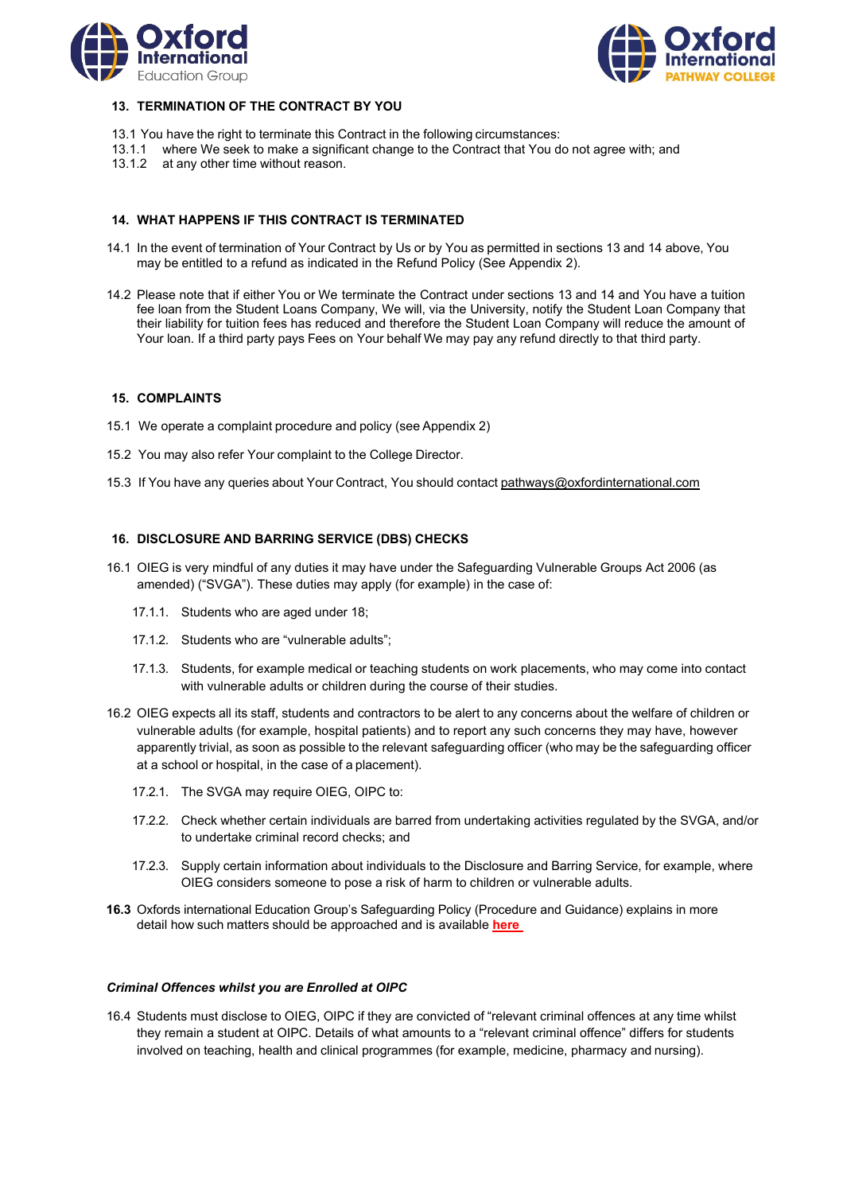## 13. TERMINATION OF THE CONTRACT BY YOU

13.1 You have the right to terminate this Contract in the following circumstances:

13.1.1 where We seek to make a significant change to the Contract that You do not agree with; and

13.1.2 at any other time without reason.

## 14. WHAT HAPPENS IF THIS CONTRACT IS TERMINATED

14.1 In the event of termination of Your Contract by Us or by You as permitted in sections 13 and 14 above, You may be entitled to a refund as indicated in the Refund Policy (See Appendix 2).

14.2 Please note that if either You or We terminate the Contract under sections 13 and 14 and You have a tuition fee loan from the Student Loans Company, We will, via the University, notify the Student Loan Company that their liability for tuition fees has reduced and therefore the Student Loan Company will reduce the amount of Your loan. If a third party pays Fees on Your behalf We may pay any refund directly to that third party.

## 15. COMPLAINTS

15.1 We operate a complaint procedure and policy (see Appendix 2)

15.2 You may also refer Your complaint to the College Director.

15.3 If You have any queries about Your Contract, You should contact pathways@oxfordinternational.com

## 16. DISCLOSURE AND BARRING SERVICE (DBS) CHECKS

16.1 OIEG is very mindful of any duties it may have under the Safeguarding Vulnerable Groups Act 2006 (as amended) ("SVGA"). These duties may apply (for example) in the case of:

17.1.1. Students who are aged under 18;

17.1.2. Students who are "vulnerable adults";

17.1.3. Students, for example medical or teaching students on work placements, who may come into contact with vulnerable adults or children during the course of their studies.

16.2 OIEG expects all its staff, students and contractors to be alert to any concerns about the welfare of children or vulnerable adults (for example, hospital patients) and to report any such concerns they may have, however apparently trivial, as soon as possible to the relevant safeguarding officer (who may be the safeguarding officer at a school or hospital, in the case of a placement).

17.2.1. The SVGA may require OIEG, OIPC to:

17.2.2. Check whether certain individuals are barred from undertaking activities regulated by the SVGA, and/or to undertake criminal record checks; and

17.2.3. Supply certain information about individuals to the Disclosure and Barring Service, for example, where OIEG considers someone to pose a risk of harm to children or vulnerable adults.

**16.3** Oxfords international Education Group's Safeguarding Policy (Procedure and Guidance) explains in more detail how such matters should be approached and is available **here**

***Criminal Offences whilst you are Enrolled at OIPC***

16.4 Students must disclose to OIEG, OIPC if they are convicted of "relevant criminal offences at any time whilst they remain a student at OIPC. Details of what amounts to a "relevant criminal offence" differs for students involved on teaching, health and clinical programmes (for example, medicine, pharmacy and nursing).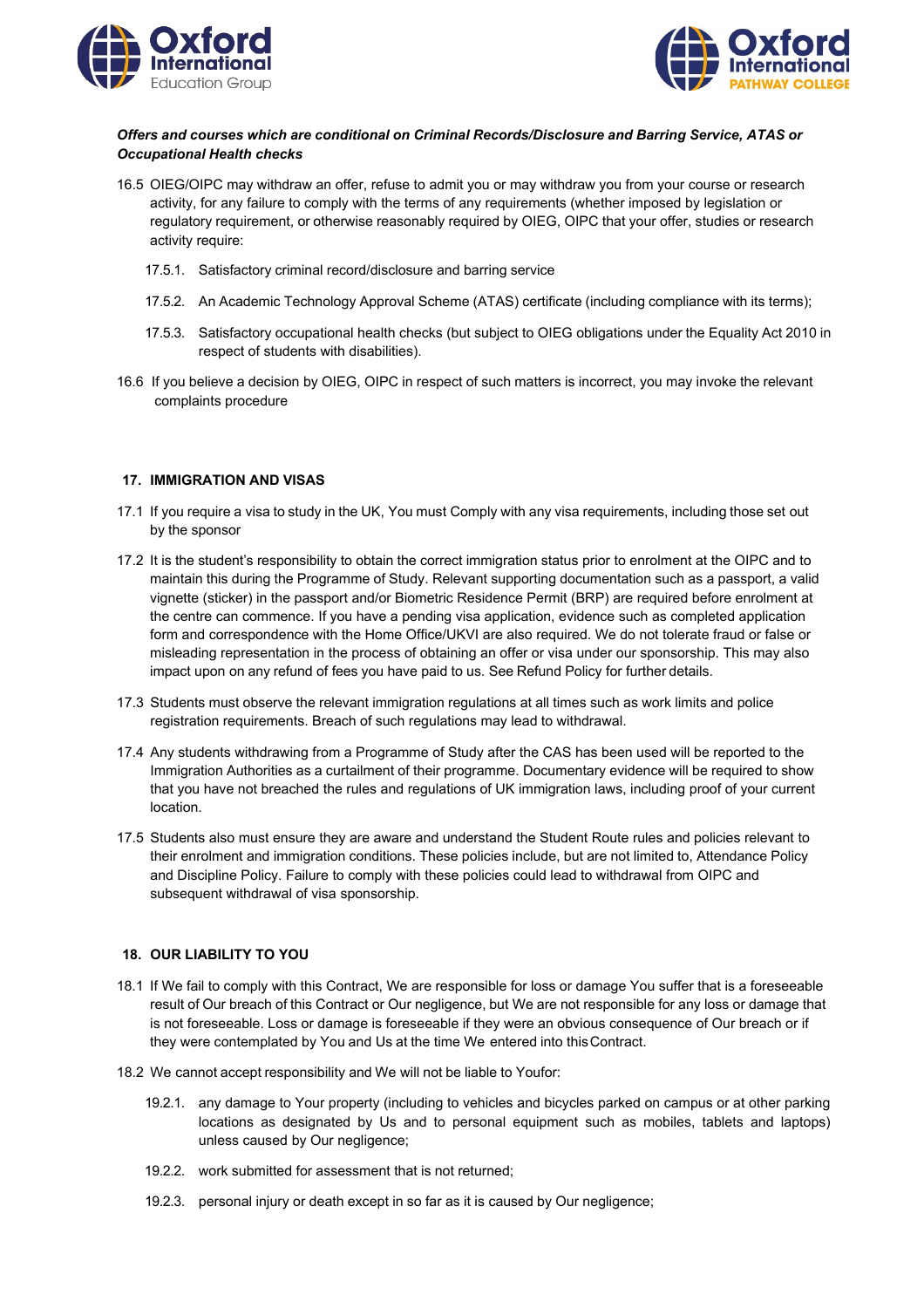***Offers and courses which are conditional on Criminal Records/Disclosure and Barring Service, ATAS or Occupational Health checks***

16.5 OIEG/OIPC may withdraw an offer, refuse to admit you or may withdraw you from your course or research activity, for any failure to comply with the terms of any requirements (whether imposed by legislation or regulatory requirement, or otherwise reasonably required by OIEG, OIPC that your offer, studies or research activity require:

- 17.5.1. Satisfactory criminal record/disclosure and barring service
- 17.5.2. An Academic Technology Approval Scheme (ATAS) certificate (including compliance with its terms);
- 17.5.3. Satisfactory occupational health checks (but subject to OIEG obligations under the Equality Act 2010 in respect of students with disabilities).

16.6 If you believe a decision by OIEG, OIPC in respect of such matters is incorrect, you may invoke the relevant complaints procedure

## 17. IMMIGRATION AND VISAS

17.1 If you require a visa to study in the UK, You must Comply with any visa requirements, including those set out by the sponsor

17.2 It is the student's responsibility to obtain the correct immigration status prior to enrolment at the OIPC and to maintain this during the Programme of Study. Relevant supporting documentation such as a passport, a valid vignette (sticker) in the passport and/or Biometric Residence Permit (BRP) are required before enrolment at the centre can commence. If you have a pending visa application, evidence such as completed application form and correspondence with the Home Office/UKVI are also required. We do not tolerate fraud or false or misleading representation in the process of obtaining an offer or visa under our sponsorship. This may also impact upon on any refund of fees you have paid to us. See Refund Policy for further details.

17.3 Students must observe the relevant immigration regulations at all times such as work limits and police registration requirements. Breach of such regulations may lead to withdrawal.

17.4 Any students withdrawing from a Programme of Study after the CAS has been used will be reported to the Immigration Authorities as a curtailment of their programme. Documentary evidence will be required to show that you have not breached the rules and regulations of UK immigration laws, including proof of your current location.

17.5 Students also must ensure they are aware and understand the Student Route rules and policies relevant to their enrolment and immigration conditions. These policies include, but are not limited to, Attendance Policy and Discipline Policy. Failure to comply with these policies could lead to withdrawal from OIPC and subsequent withdrawal of visa sponsorship.

## 18. OUR LIABILITY TO YOU

18.1 If We fail to comply with this Contract, We are responsible for loss or damage You suffer that is a foreseeable result of Our breach of this Contract or Our negligence, but We are not responsible for any loss or damage that is not foreseeable. Loss or damage is foreseeable if they were an obvious consequence of Our breach or if they were contemplated by You and Us at the time We entered into this Contract.

18.2 We cannot accept responsibility and We will not be liable to Youfor:

- 19.2.1. any damage to Your property (including to vehicles and bicycles parked on campus or at other parking locations as designated by Us and to personal equipment such as mobiles, tablets and laptops) unless caused by Our negligence;
- 19.2.2. work submitted for assessment that is not returned;
- 19.2.3. personal injury or death except in so far as it is caused by Our negligence;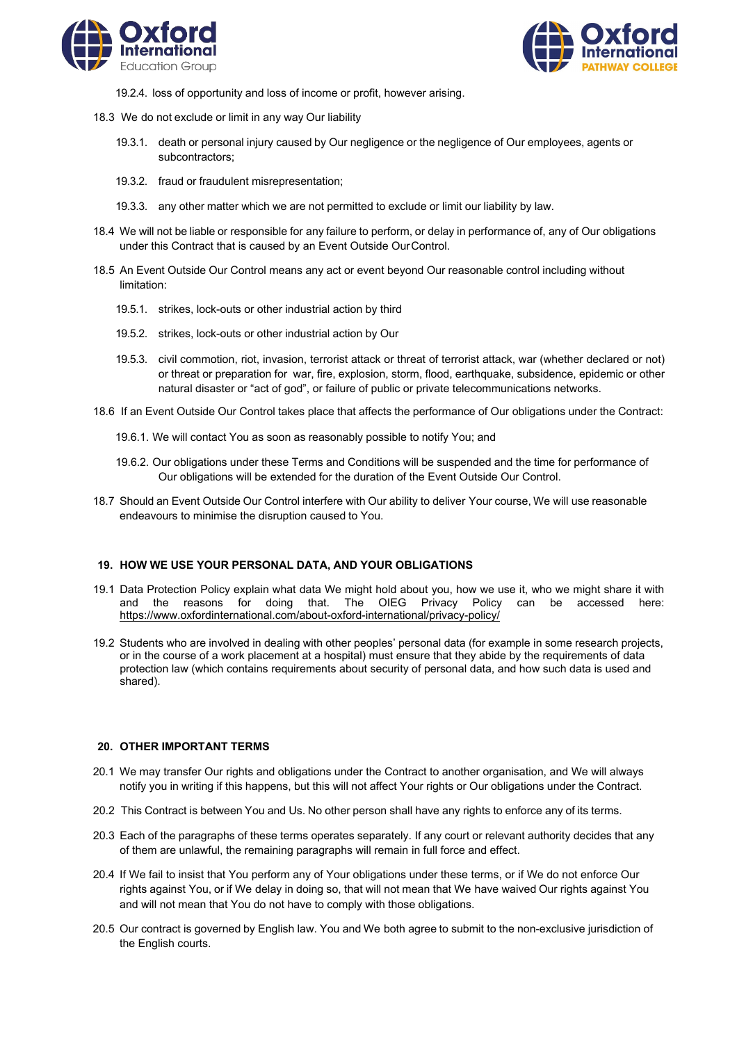19.2.4. loss of opportunity and loss of income or profit, however arising.

18.3 We do not exclude or limit in any way Our liability

19.3.1. death or personal injury caused by Our negligence or the negligence of Our employees, agents or subcontractors;

19.3.2. fraud or fraudulent misrepresentation;

19.3.3. any other matter which we are not permitted to exclude or limit our liability by law.

18.4 We will not be liable or responsible for any failure to perform, or delay in performance of, any of Our obligations under this Contract that is caused by an Event Outside Our Control.

18.5 An Event Outside Our Control means any act or event beyond Our reasonable control including without limitation:

19.5.1. strikes, lock-outs or other industrial action by third

19.5.2. strikes, lock-outs or other industrial action by Our

19.5.3. civil commotion, riot, invasion, terrorist attack or threat of terrorist attack, war (whether declared or not) or threat or preparation for war, fire, explosion, storm, flood, earthquake, subsidence, epidemic or other natural disaster or "act of god", or failure of public or private telecommunications networks.

18.6 If an Event Outside Our Control takes place that affects the performance of Our obligations under the Contract:

19.6.1. We will contact You as soon as reasonably possible to notify You; and

19.6.2. Our obligations under these Terms and Conditions will be suspended and the time for performance of Our obligations will be extended for the duration of the Event Outside Our Control.

18.7 Should an Event Outside Our Control interfere with Our ability to deliver Your course, We will use reasonable endeavours to minimise the disruption caused to You.

## 19. HOW WE USE YOUR PERSONAL DATA, AND YOUR OBLIGATIONS

19.1 Data Protection Policy explain what data We might hold about you, how we use it, who we might share it with and the reasons for doing that. The OIEG Privacy Policy can be accessed here: https://www.oxfordinternational.com/about-oxford-international/privacy-policy/

19.2 Students who are involved in dealing with other peoples' personal data (for example in some research projects, or in the course of a work placement at a hospital) must ensure that they abide by the requirements of data protection law (which contains requirements about security of personal data, and how such data is used and shared).

## 20. OTHER IMPORTANT TERMS

20.1 We may transfer Our rights and obligations under the Contract to another organisation, and We will always notify you in writing if this happens, but this will not affect Your rights or Our obligations under the Contract.

20.2 This Contract is between You and Us. No other person shall have any rights to enforce any of its terms.

20.3 Each of the paragraphs of these terms operates separately. If any court or relevant authority decides that any of them are unlawful, the remaining paragraphs will remain in full force and effect.

20.4 If We fail to insist that You perform any of Your obligations under these terms, or if We do not enforce Our rights against You, or if We delay in doing so, that will not mean that We have waived Our rights against You and will not mean that You do not have to comply with those obligations.

20.5 Our contract is governed by English law. You and We both agree to submit to the non-exclusive jurisdiction of the English courts.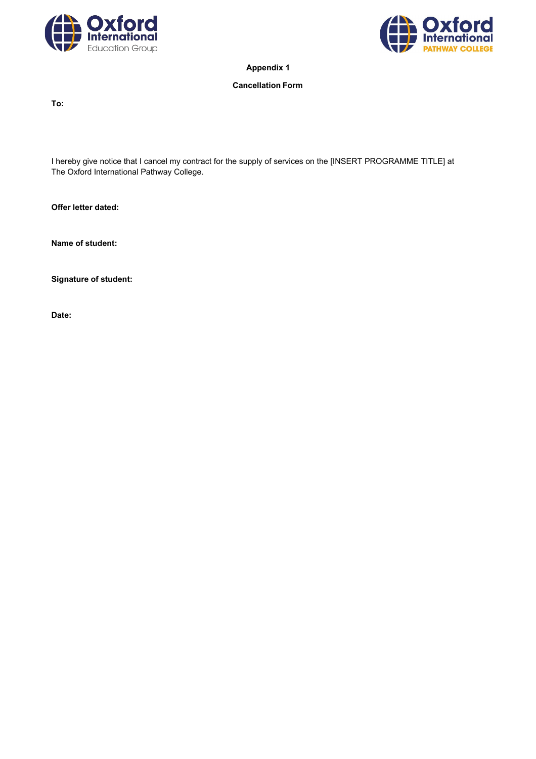**Appendix 1**

**Cancellation Form**

**To:**

I hereby give notice that I cancel my contract for the supply of services on the [INSERT PROGRAMME TITLE] at The Oxford International Pathway College.

**Offer letter dated:**

**Name of student:**

**Signature of student:**

**Date:**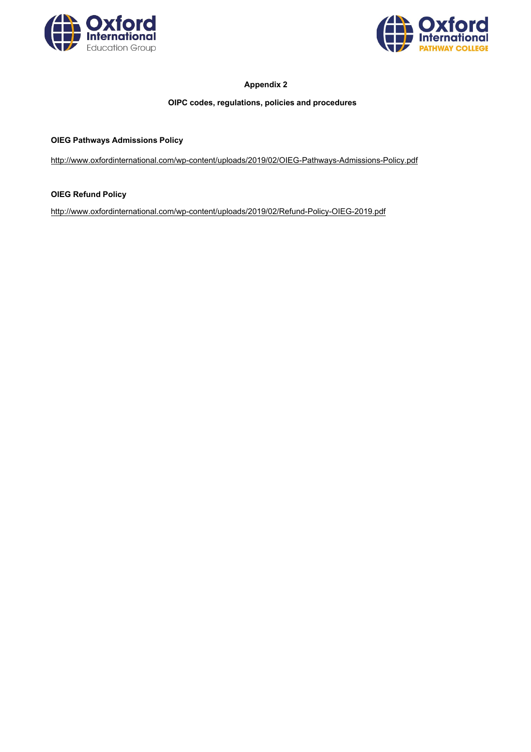## Appendix 2

### OIPC codes, regulations, policies and procedures

**OIEG Pathways Admissions Policy**

http://www.oxfordinternational.com/wp-content/uploads/2019/02/OIEG-Pathways-Admissions-Policy.pdf

**OIEG Refund Policy**

http://www.oxfordinternational.com/wp-content/uploads/2019/02/Refund-Policy-OIEG-2019.pdf